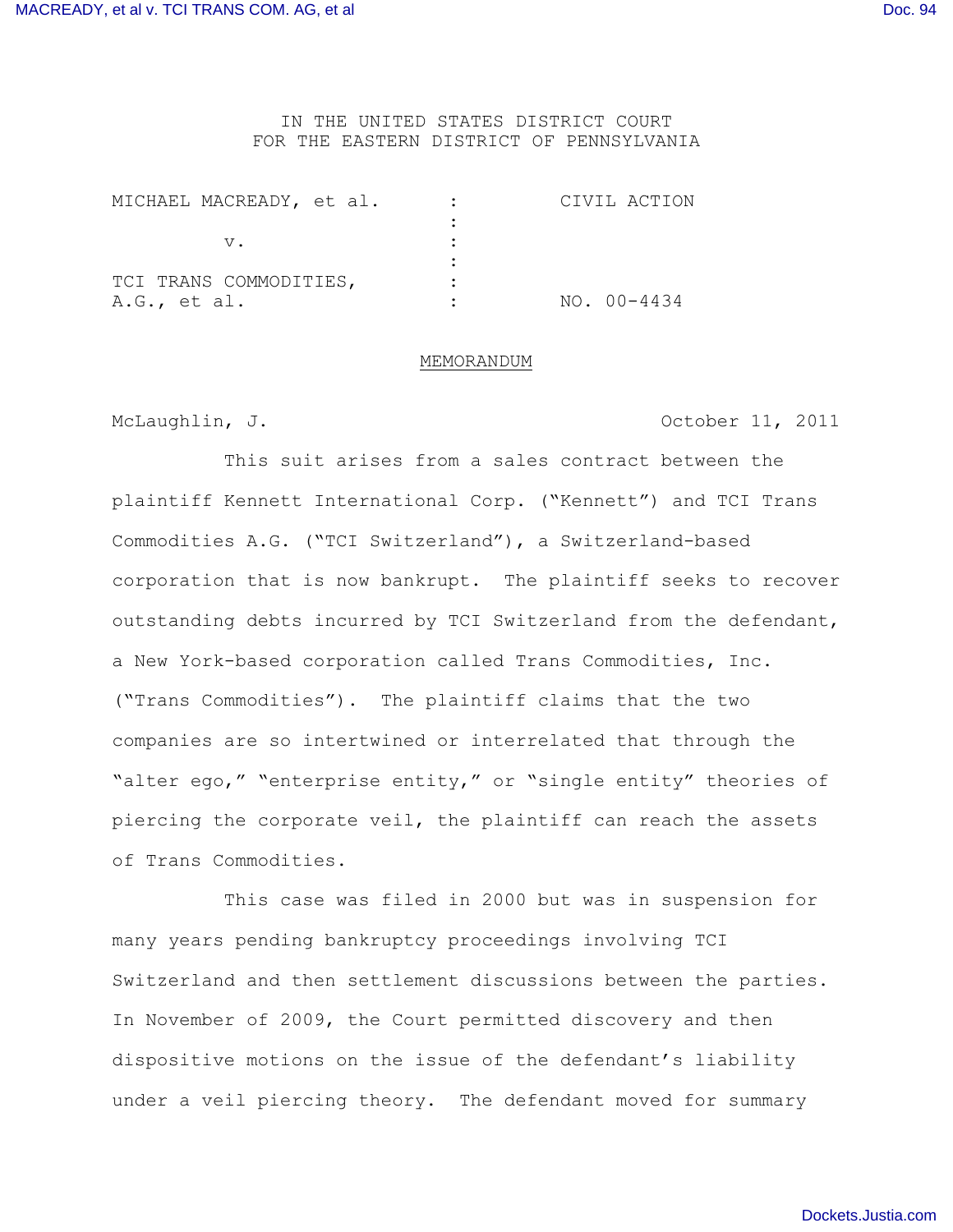IN THE UNITED STATES DISTRICT COURT
FOR THE EASTERN DISTRICT OF PENNSYLVANIA

| | | |
|---|---|---|
| MICHAEL MACREADY, et al. | : | CIVIL ACTION |
| | : | |
| v. | : | |
| | : | |
| TCI TRANS COMMODITIES, A.G., et al. | : | NO. 00-4434 |

## MEMORANDUM

McLaughlin, J. October 11, 2011

This suit arises from a sales contract between the plaintiff Kennett International Corp. ("Kennett") and TCI Trans Commodities A.G. ("TCI Switzerland"), a Switzerland-based corporation that is now bankrupt. The plaintiff seeks to recover outstanding debts incurred by TCI Switzerland from the defendant, a New York-based corporation called Trans Commodities, Inc. ("Trans Commodities"). The plaintiff claims that the two companies are so intertwined or interrelated that through the "alter ego," "enterprise entity," or "single entity" theories of piercing the corporate veil, the plaintiff can reach the assets of Trans Commodities.

This case was filed in 2000 but was in suspension for many years pending bankruptcy proceedings involving TCI Switzerland and then settlement discussions between the parties. In November of 2009, the Court permitted discovery and then dispositive motions on the issue of the defendant's liability under a veil piercing theory. The defendant moved for summary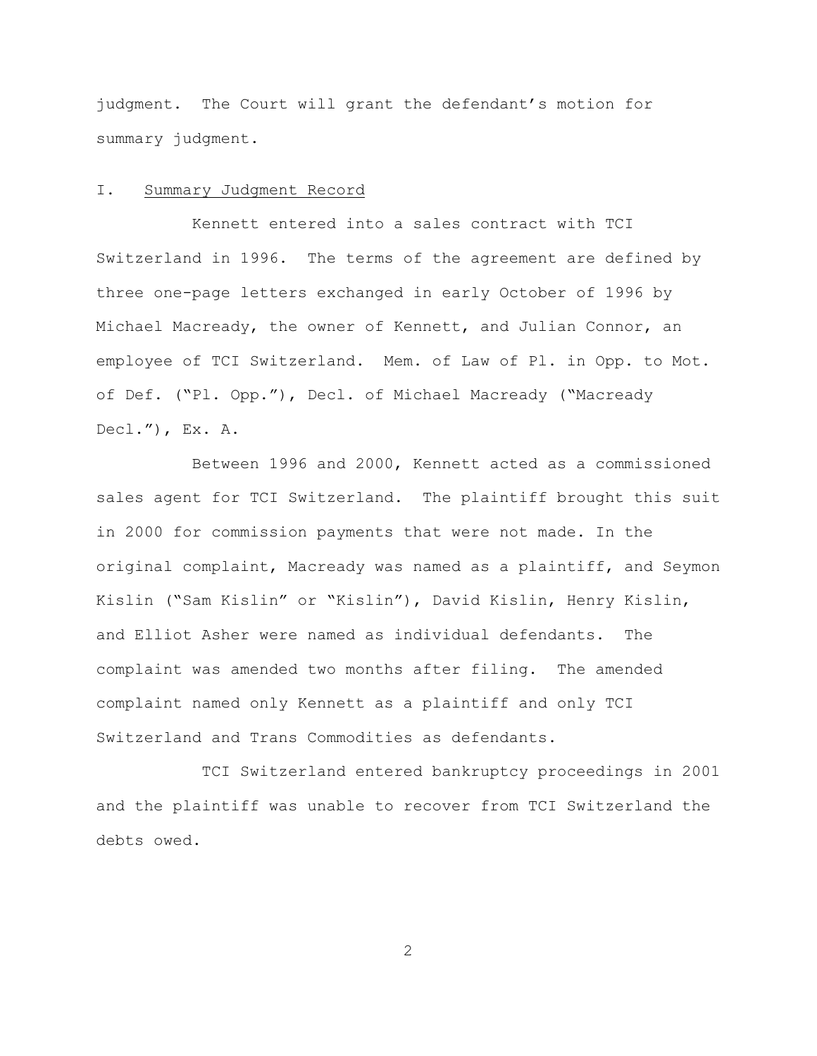judgment. The Court will grant the defendant's motion for summary judgment.

## I. Summary Judgment Record

Kennett entered into a sales contract with TCI Switzerland in 1996. The terms of the agreement are defined by three one-page letters exchanged in early October of 1996 by Michael Macready, the owner of Kennett, and Julian Connor, an employee of TCI Switzerland. Mem. of Law of Pl. in Opp. to Mot. of Def. ("Pl. Opp."), Decl. of Michael Macready ("Macready Decl."), Ex. A.

Between 1996 and 2000, Kennett acted as a commissioned sales agent for TCI Switzerland. The plaintiff brought this suit in 2000 for commission payments that were not made. In the original complaint, Macready was named as a plaintiff, and Seymon Kislin ("Sam Kislin" or "Kislin"), David Kislin, Henry Kislin, and Elliot Asher were named as individual defendants. The complaint was amended two months after filing. The amended complaint named only Kennett as a plaintiff and only TCI Switzerland and Trans Commodities as defendants.

TCI Switzerland entered bankruptcy proceedings in 2001 and the plaintiff was unable to recover from TCI Switzerland the debts owed.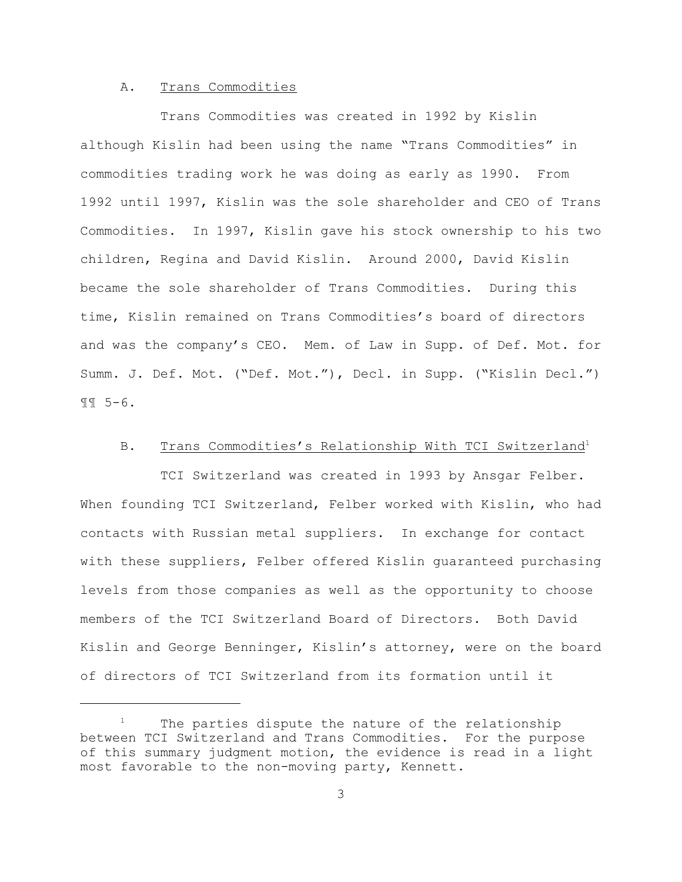### A. Trans Commodities

Trans Commodities was created in 1992 by Kislin although Kislin had been using the name "Trans Commodities" in commodities trading work he was doing as early as 1990. From 1992 until 1997, Kislin was the sole shareholder and CEO of Trans Commodities. In 1997, Kislin gave his stock ownership to his two children, Regina and David Kislin. Around 2000, David Kislin became the sole shareholder of Trans Commodities. During this time, Kislin remained on Trans Commodities's board of directors and was the company's CEO. Mem. of Law in Supp. of Def. Mot. for Summ. J. Def. Mot. ("Def. Mot."), Decl. in Supp. ("Kislin Decl.") ¶¶ 5-6.

### B. Trans Commodities's Relationship With TCI Switzerland[1]

TCI Switzerland was created in 1993 by Ansgar Felber. When founding TCI Switzerland, Felber worked with Kislin, who had contacts with Russian metal suppliers. In exchange for contact with these suppliers, Felber offered Kislin guaranteed purchasing levels from those companies as well as the opportunity to choose members of the TCI Switzerland Board of Directors. Both David Kislin and George Benninger, Kislin's attorney, were on the board of directors of TCI Switzerland from its formation until it

---

[1] The parties dispute the nature of the relationship between TCI Switzerland and Trans Commodities. For the purpose of this summary judgment motion, the evidence is read in a light most favorable to the non-moving party, Kennett.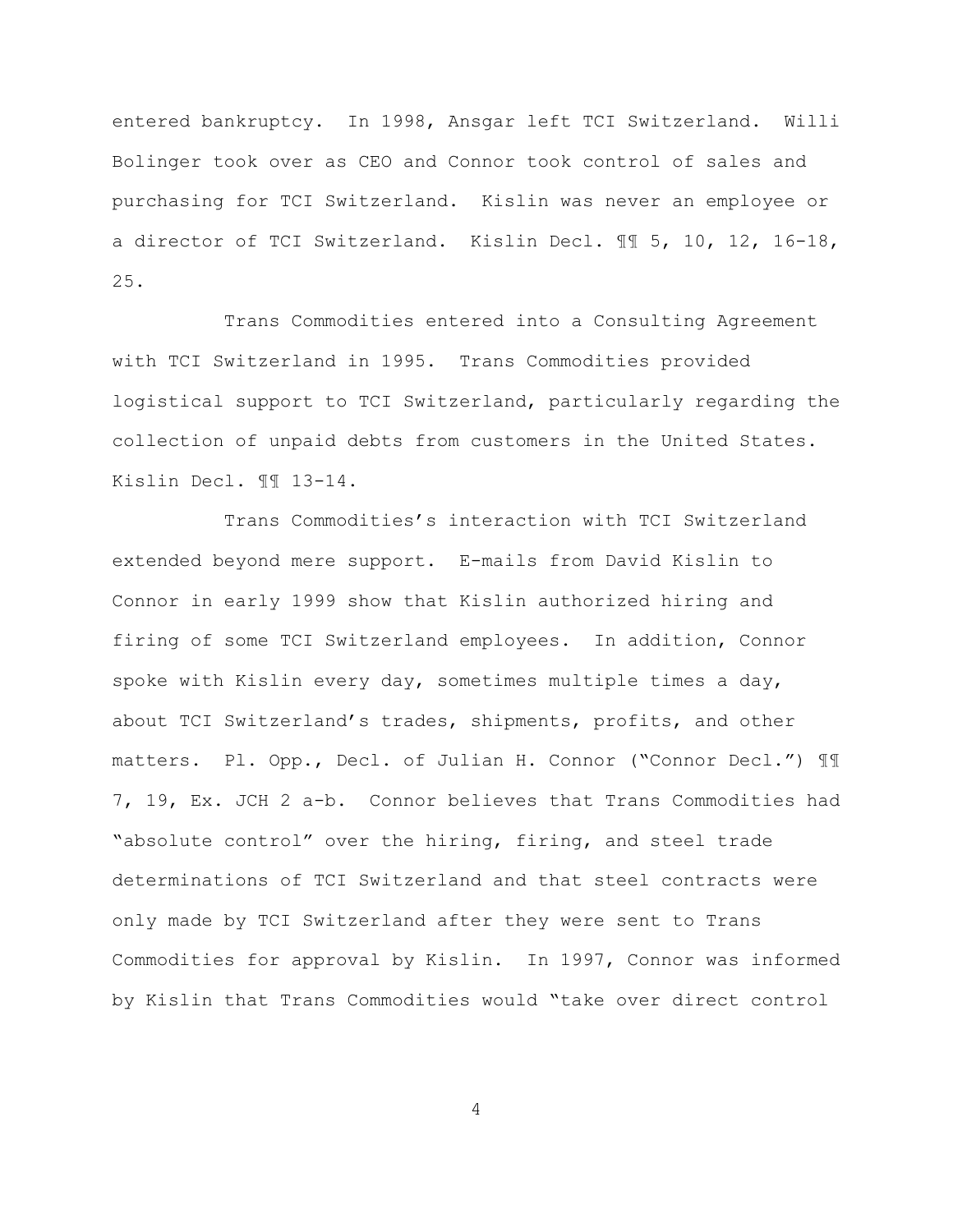entered bankruptcy. In 1998, Ansgar left TCI Switzerland. Willi Bolinger took over as CEO and Connor took control of sales and purchasing for TCI Switzerland. Kislin was never an employee or a director of TCI Switzerland. Kislin Decl. ¶¶ 5, 10, 12, 16-18, 25.

Trans Commodities entered into a Consulting Agreement with TCI Switzerland in 1995. Trans Commodities provided logistical support to TCI Switzerland, particularly regarding the collection of unpaid debts from customers in the United States. Kislin Decl. ¶¶ 13-14.

Trans Commodities's interaction with TCI Switzerland extended beyond mere support. E-mails from David Kislin to Connor in early 1999 show that Kislin authorized hiring and firing of some TCI Switzerland employees. In addition, Connor spoke with Kislin every day, sometimes multiple times a day, about TCI Switzerland's trades, shipments, profits, and other matters. Pl. Opp., Decl. of Julian H. Connor ("Connor Decl.") ¶¶ 7, 19, Ex. JCH 2 a-b. Connor believes that Trans Commodities had "absolute control" over the hiring, firing, and steel trade determinations of TCI Switzerland and that steel contracts were only made by TCI Switzerland after they were sent to Trans Commodities for approval by Kislin. In 1997, Connor was informed by Kislin that Trans Commodities would "take over direct control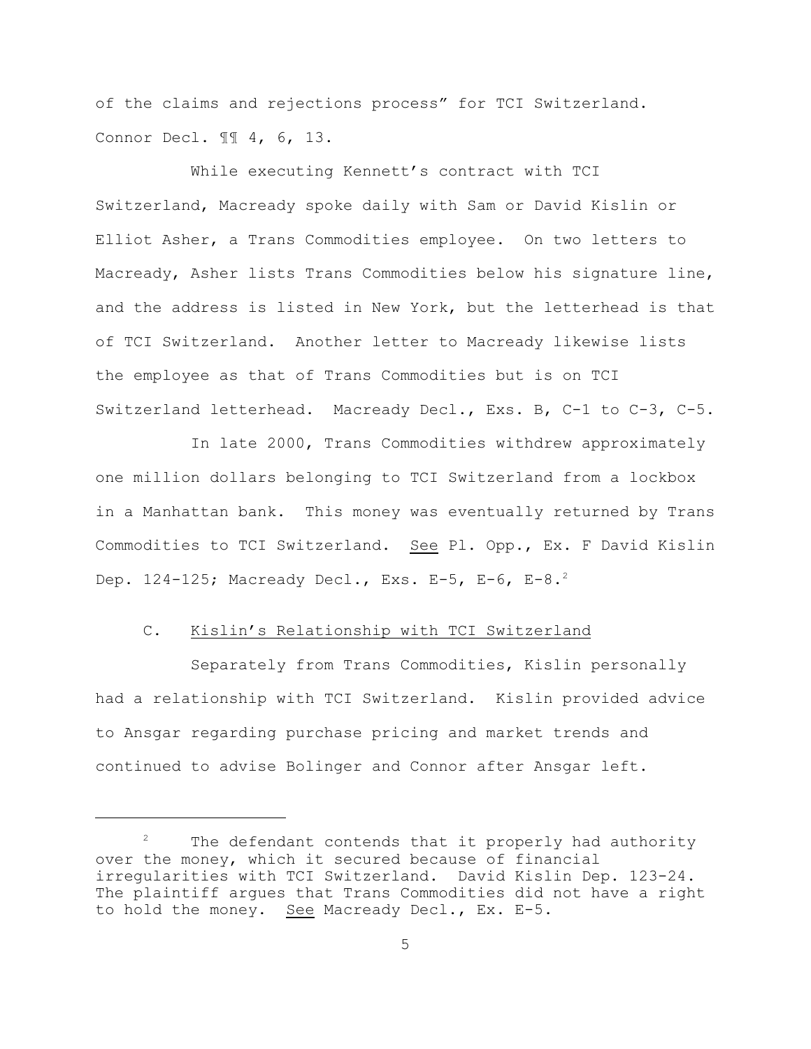of the claims and rejections process" for TCI Switzerland. Connor Decl. ¶¶ 4, 6, 13.

While executing Kennett's contract with TCI Switzerland, Macready spoke daily with Sam or David Kislin or Elliot Asher, a Trans Commodities employee. On two letters to Macready, Asher lists Trans Commodities below his signature line, and the address is listed in New York, but the letterhead is that of TCI Switzerland. Another letter to Macready likewise lists the employee as that of Trans Commodities but is on TCI Switzerland letterhead. Macready Decl., Exs. B, C-1 to C-3, C-5.

In late 2000, Trans Commodities withdrew approximately one million dollars belonging to TCI Switzerland from a lockbox in a Manhattan bank. This money was eventually returned by Trans Commodities to TCI Switzerland. <u>See</u> Pl. Opp., Ex. F David Kislin Dep. 124-125; Macready Decl., Exs. E-5, E-6, E-8.[2]

### C. <u>Kislin's Relationship with TCI Switzerland</u>

Separately from Trans Commodities, Kislin personally had a relationship with TCI Switzerland. Kislin provided advice to Ansgar regarding purchase pricing and market trends and continued to advise Bolinger and Connor after Ansgar left.

---

[2] The defendant contends that it properly had authority over the money, which it secured because of financial irregularities with TCI Switzerland. David Kislin Dep. 123-24. The plaintiff argues that Trans Commodities did not have a right to hold the money. <u>See</u> Macready Decl., Ex. E-5.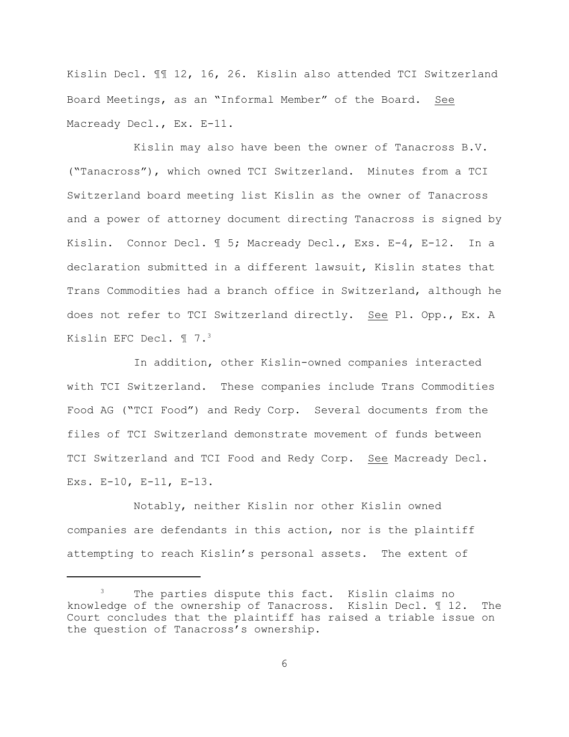Kislin Decl. ¶¶ 12, 16, 26. Kislin also attended TCI Switzerland Board Meetings, as an "Informal Member" of the Board. See Macready Decl., Ex. E-11.

Kislin may also have been the owner of Tanacross B.V. ("Tanacross"), which owned TCI Switzerland. Minutes from a TCI Switzerland board meeting list Kislin as the owner of Tanacross and a power of attorney document directing Tanacross is signed by Kislin. Connor Decl. ¶ 5; Macready Decl., Exs. E-4, E-12. In a declaration submitted in a different lawsuit, Kislin states that Trans Commodities had a branch office in Switzerland, although he does not refer to TCI Switzerland directly. See Pl. Opp., Ex. A Kislin EFC Decl. ¶ 7.[3]

In addition, other Kislin-owned companies interacted with TCI Switzerland. These companies include Trans Commodities Food AG ("TCI Food") and Redy Corp. Several documents from the files of TCI Switzerland demonstrate movement of funds between TCI Switzerland and TCI Food and Redy Corp. See Macready Decl. Exs. E-10, E-11, E-13.

Notably, neither Kislin nor other Kislin owned companies are defendants in this action, nor is the plaintiff attempting to reach Kislin's personal assets. The extent of

---

[3] The parties dispute this fact. Kislin claims no knowledge of the ownership of Tanacross. Kislin Decl. ¶ 12. The Court concludes that the plaintiff has raised a triable issue on the question of Tanacross's ownership.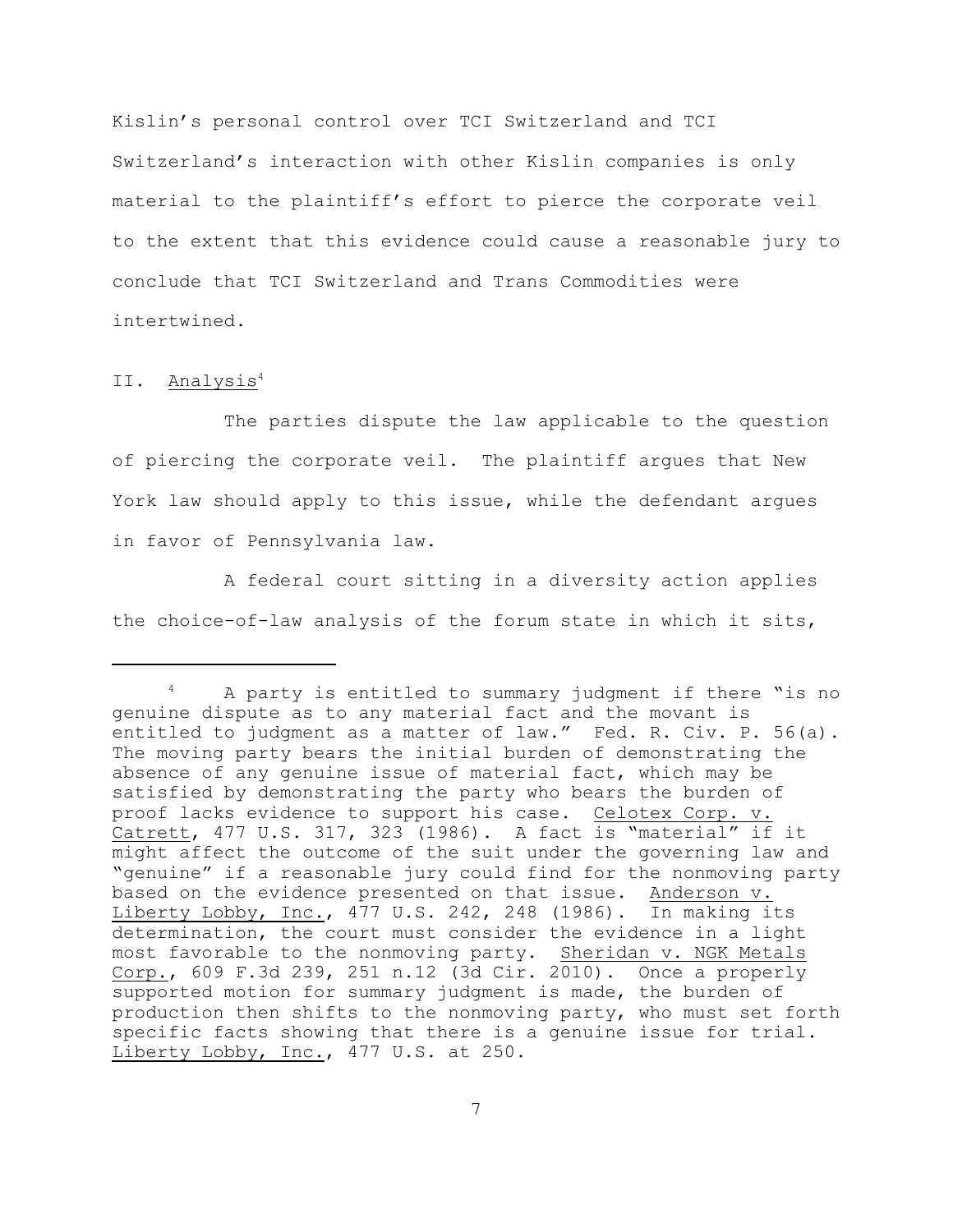Kislin's personal control over TCI Switzerland and TCI Switzerland's interaction with other Kislin companies is only material to the plaintiff's effort to pierce the corporate veil to the extent that this evidence could cause a reasonable jury to conclude that TCI Switzerland and Trans Commodities were intertwined.

## II. Analysis[4]

The parties dispute the law applicable to the question of piercing the corporate veil. The plaintiff argues that New York law should apply to this issue, while the defendant argues in favor of Pennsylvania law.

A federal court sitting in a diversity action applies the choice-of-law analysis of the forum state in which it sits,

---

[4] A party is entitled to summary judgment if there "is no genuine dispute as to any material fact and the movant is entitled to judgment as a matter of law." Fed. R. Civ. P. 56(a). The moving party bears the initial burden of demonstrating the absence of any genuine issue of material fact, which may be satisfied by demonstrating the party who bears the burden of proof lacks evidence to support his case. Celotex Corp. v. Catrett, 477 U.S. 317, 323 (1986). A fact is "material" if it might affect the outcome of the suit under the governing law and "genuine" if a reasonable jury could find for the nonmoving party based on the evidence presented on that issue. Anderson v. Liberty Lobby, Inc., 477 U.S. 242, 248 (1986). In making its determination, the court must consider the evidence in a light most favorable to the nonmoving party. Sheridan v. NGK Metals Corp., 609 F.3d 239, 251 n.12 (3d Cir. 2010). Once a properly supported motion for summary judgment is made, the burden of production then shifts to the nonmoving party, who must set forth specific facts showing that there is a genuine issue for trial. Liberty Lobby, Inc., 477 U.S. at 250.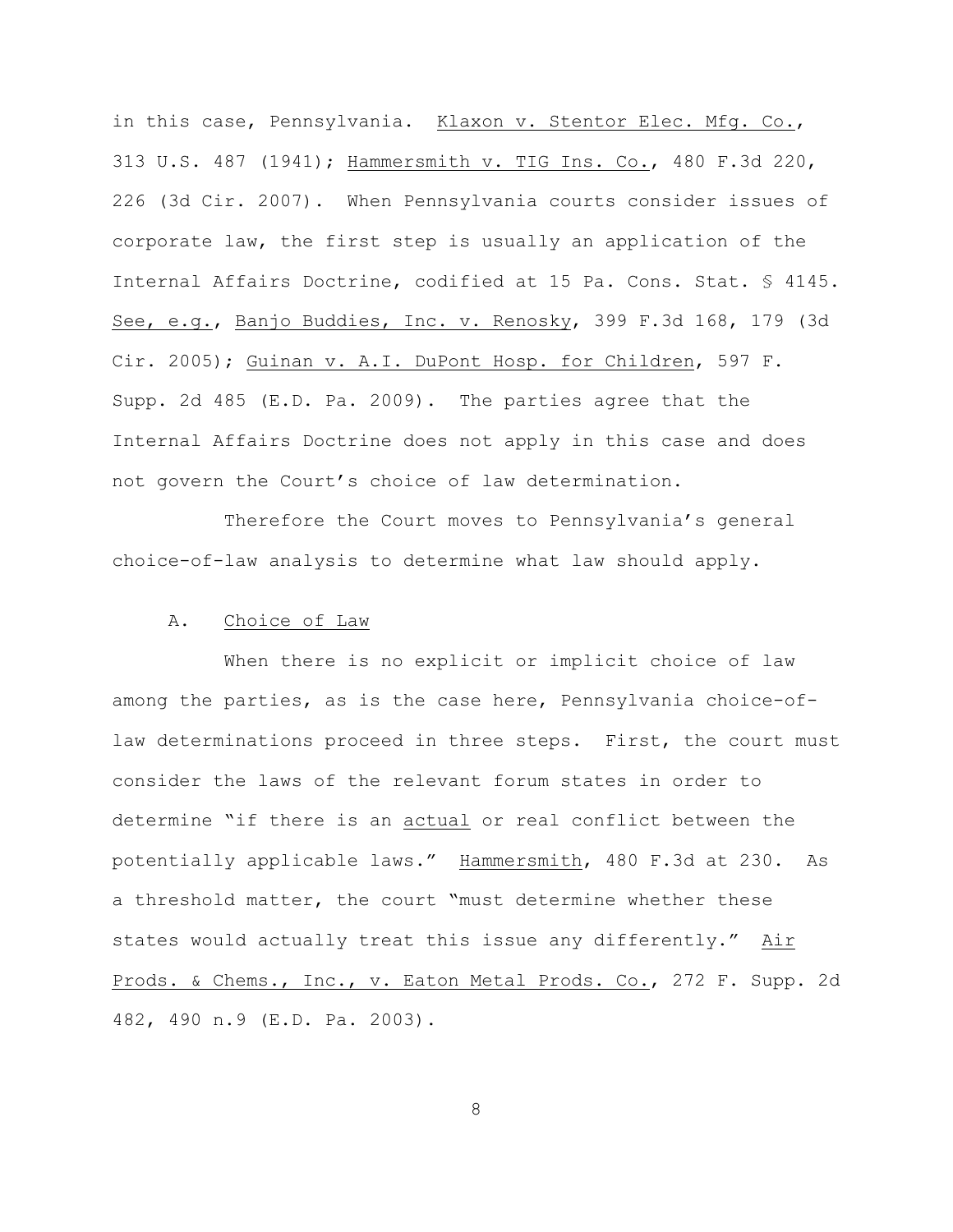in this case, Pennsylvania. Klaxon v. Stentor Elec. Mfg. Co., 313 U.S. 487 (1941); Hammersmith v. TIG Ins. Co., 480 F.3d 220, 226 (3d Cir. 2007). When Pennsylvania courts consider issues of corporate law, the first step is usually an application of the Internal Affairs Doctrine, codified at 15 Pa. Cons. Stat. § 4145. See, e.g., Banjo Buddies, Inc. v. Renosky, 399 F.3d 168, 179 (3d Cir. 2005); Guinan v. A.I. DuPont Hosp. for Children, 597 F. Supp. 2d 485 (E.D. Pa. 2009). The parties agree that the Internal Affairs Doctrine does not apply in this case and does not govern the Court's choice of law determination.

Therefore the Court moves to Pennsylvania's general choice-of-law analysis to determine what law should apply.

## A. Choice of Law

When there is no explicit or implicit choice of law among the parties, as is the case here, Pennsylvania choice-of-law determinations proceed in three steps. First, the court must consider the laws of the relevant forum states in order to determine "if there is an actual or real conflict between the potentially applicable laws." Hammersmith, 480 F.3d at 230. As a threshold matter, the court "must determine whether these states would actually treat this issue any differently." Air Prods. & Chems., Inc., v. Eaton Metal Prods. Co., 272 F. Supp. 2d 482, 490 n.9 (E.D. Pa. 2003).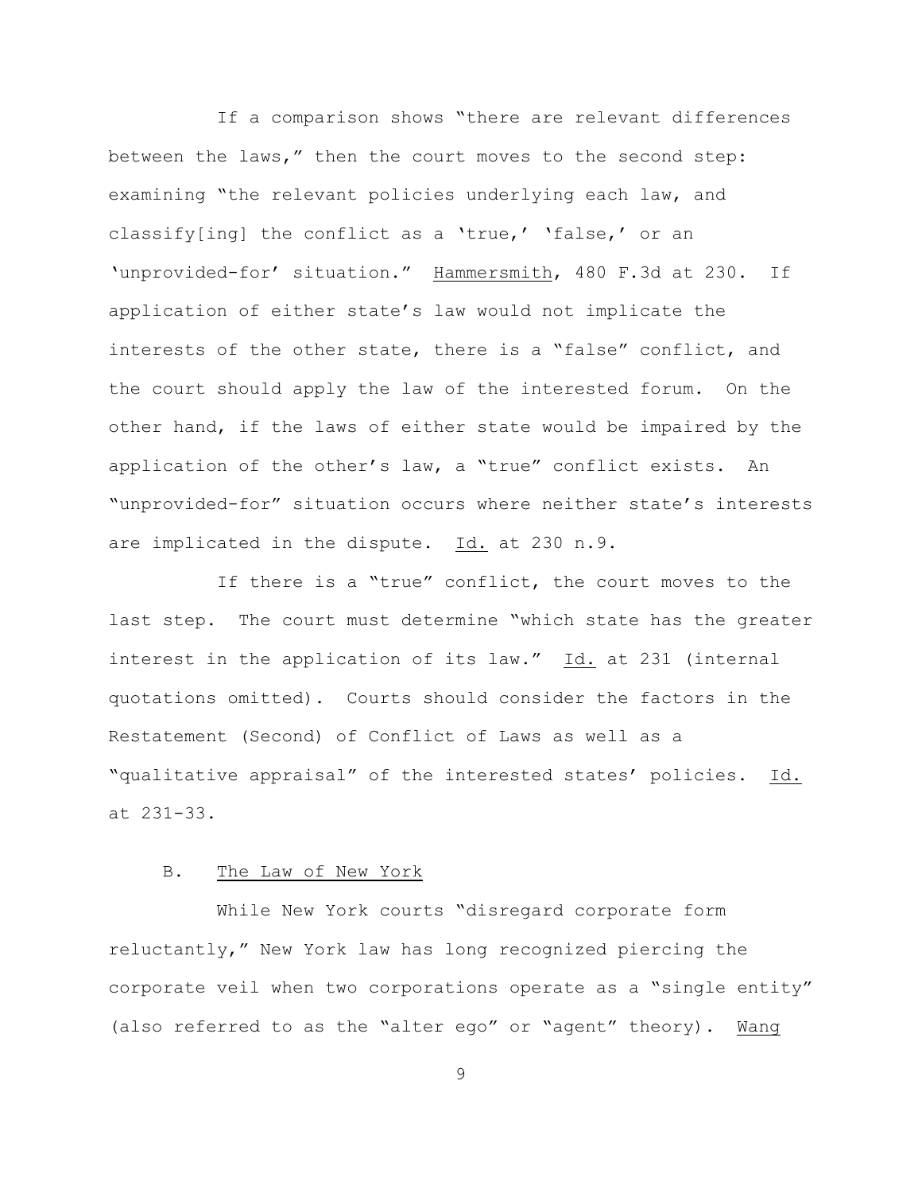If a comparison shows "there are relevant differences between the laws," then the court moves to the second step: examining "the relevant policies underlying each law, and classify[ing] the conflict as a 'true,' 'false,' or an 'unprovided-for' situation." Hammersmith, 480 F.3d at 230. If application of either state's law would not implicate the interests of the other state, there is a "false" conflict, and the court should apply the law of the interested forum. On the other hand, if the laws of either state would be impaired by the application of the other's law, a "true" conflict exists. An "unprovided-for" situation occurs where neither state's interests are implicated in the dispute. Id. at 230 n.9.

If there is a "true" conflict, the court moves to the last step. The court must determine "which state has the greater interest in the application of its law." Id. at 231 (internal quotations omitted). Courts should consider the factors in the Restatement (Second) of Conflict of Laws as well as a "qualitative appraisal" of the interested states' policies. Id. at 231-33.

### B. The Law of New York

While New York courts "disregard corporate form reluctantly," New York law has long recognized piercing the corporate veil when two corporations operate as a "single entity" (also referred to as the "alter ego" or "agent" theory). Wang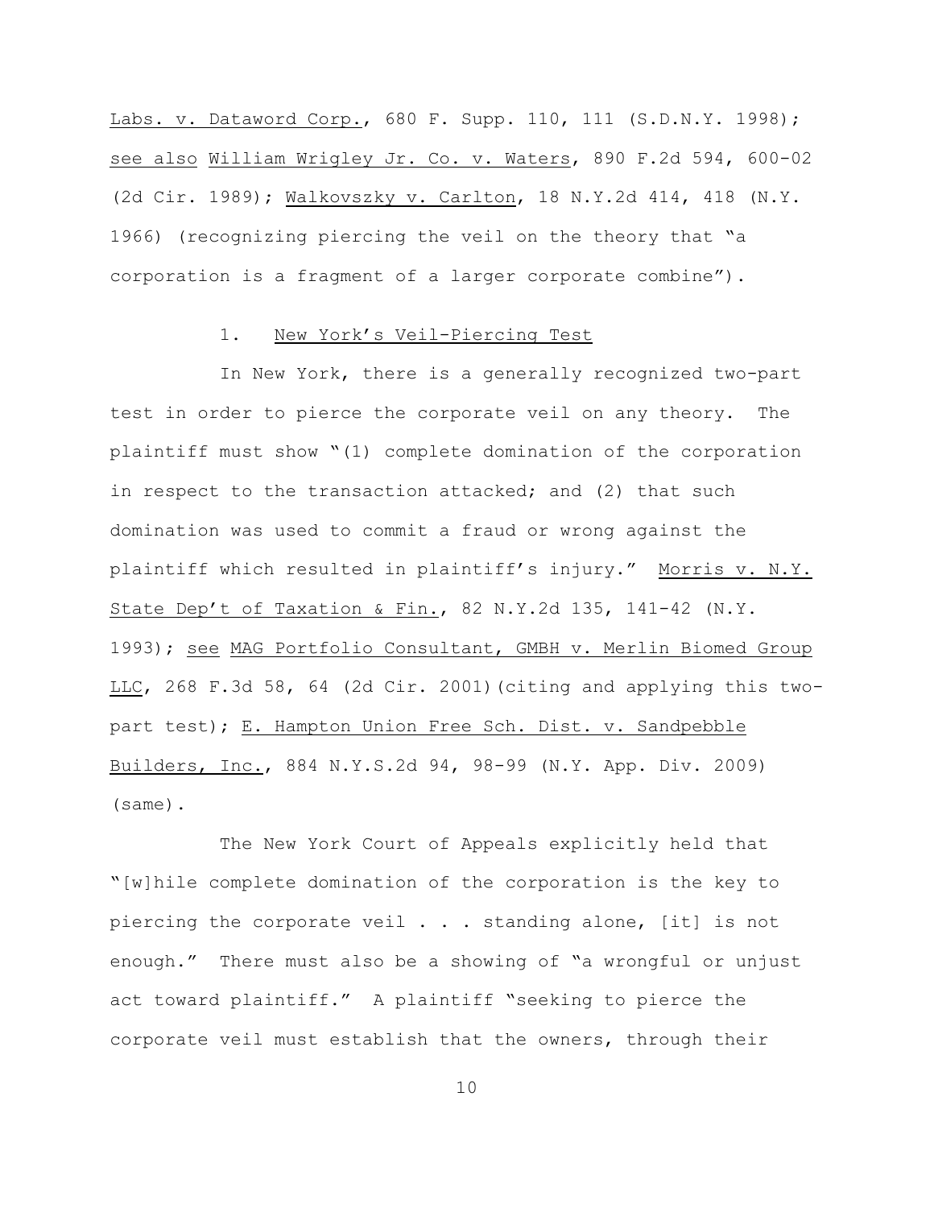Labs. v. Dataword Corp., 680 F. Supp. 110, 111 (S.D.N.Y. 1998); see also William Wrigley Jr. Co. v. Waters, 890 F.2d 594, 600-02 (2d Cir. 1989); Walkovszky v. Carlton, 18 N.Y.2d 414, 418 (N.Y. 1966) (recognizing piercing the veil on the theory that "a corporation is a fragment of a larger corporate combine").

### 1. New York's Veil-Piercing Test

In New York, there is a generally recognized two-part test in order to pierce the corporate veil on any theory. The plaintiff must show "(1) complete domination of the corporation in respect to the transaction attacked; and (2) that such domination was used to commit a fraud or wrong against the plaintiff which resulted in plaintiff's injury." Morris v. N.Y. State Dep't of Taxation & Fin., 82 N.Y.2d 135, 141-42 (N.Y. 1993); see MAG Portfolio Consultant, GMBH v. Merlin Biomed Group LLC, 268 F.3d 58, 64 (2d Cir. 2001)(citing and applying this two-part test); E. Hampton Union Free Sch. Dist. v. Sandpebble Builders, Inc., 884 N.Y.S.2d 94, 98-99 (N.Y. App. Div. 2009) (same).

The New York Court of Appeals explicitly held that "[w]hile complete domination of the corporation is the key to piercing the corporate veil . . . standing alone, [it] is not enough." There must also be a showing of "a wrongful or unjust act toward plaintiff." A plaintiff "seeking to pierce the corporate veil must establish that the owners, through their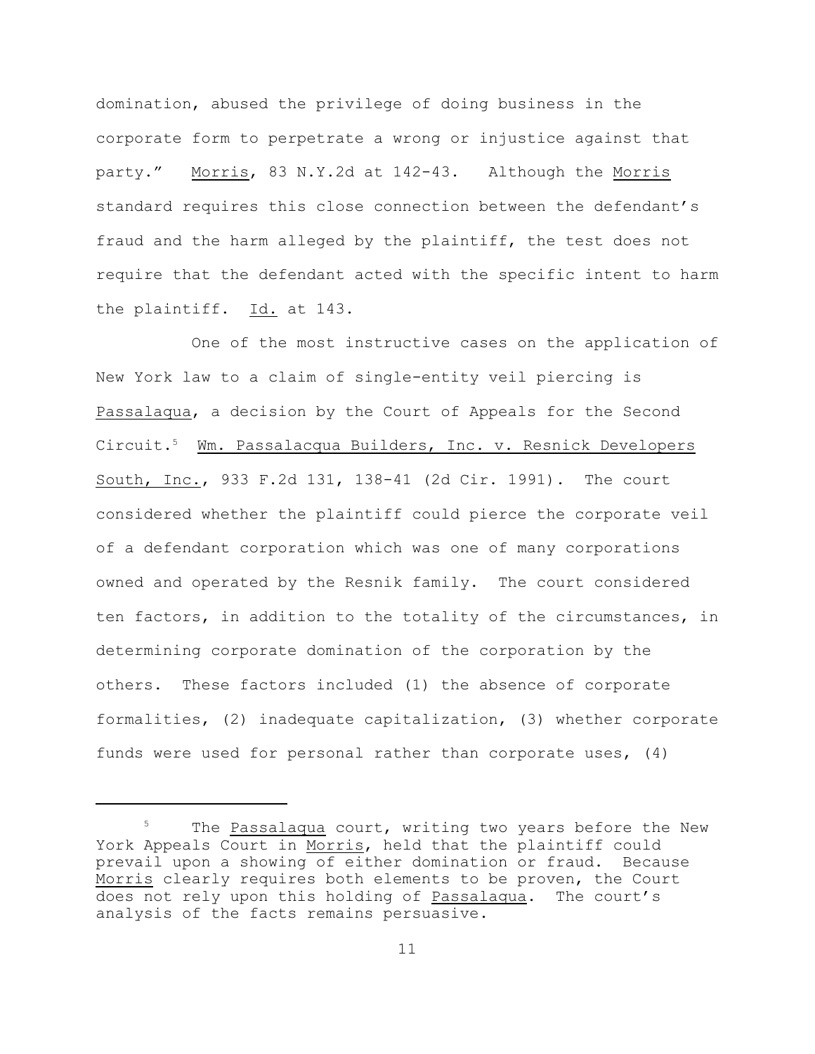domination, abused the privilege of doing business in the corporate form to perpetrate a wrong or injustice against that party." Morris, 83 N.Y.2d at 142-43. Although the Morris standard requires this close connection between the defendant's fraud and the harm alleged by the plaintiff, the test does not require that the defendant acted with the specific intent to harm the plaintiff. Id. at 143.

One of the most instructive cases on the application of New York law to a claim of single-entity veil piercing is Passalaqua, a decision by the Court of Appeals for the Second Circuit.[5] Wm. Passalacqua Builders, Inc. v. Resnick Developers South, Inc., 933 F.2d 131, 138-41 (2d Cir. 1991). The court considered whether the plaintiff could pierce the corporate veil of a defendant corporation which was one of many corporations owned and operated by the Resnik family. The court considered ten factors, in addition to the totality of the circumstances, in determining corporate domination of the corporation by the others. These factors included (1) the absence of corporate formalities, (2) inadequate capitalization, (3) whether corporate funds were used for personal rather than corporate uses, (4)

---

[5] The Passalaqua court, writing two years before the New York Appeals Court in Morris, held that the plaintiff could prevail upon a showing of either domination or fraud. Because Morris clearly requires both elements to be proven, the Court does not rely upon this holding of Passalaqua. The court's analysis of the facts remains persuasive.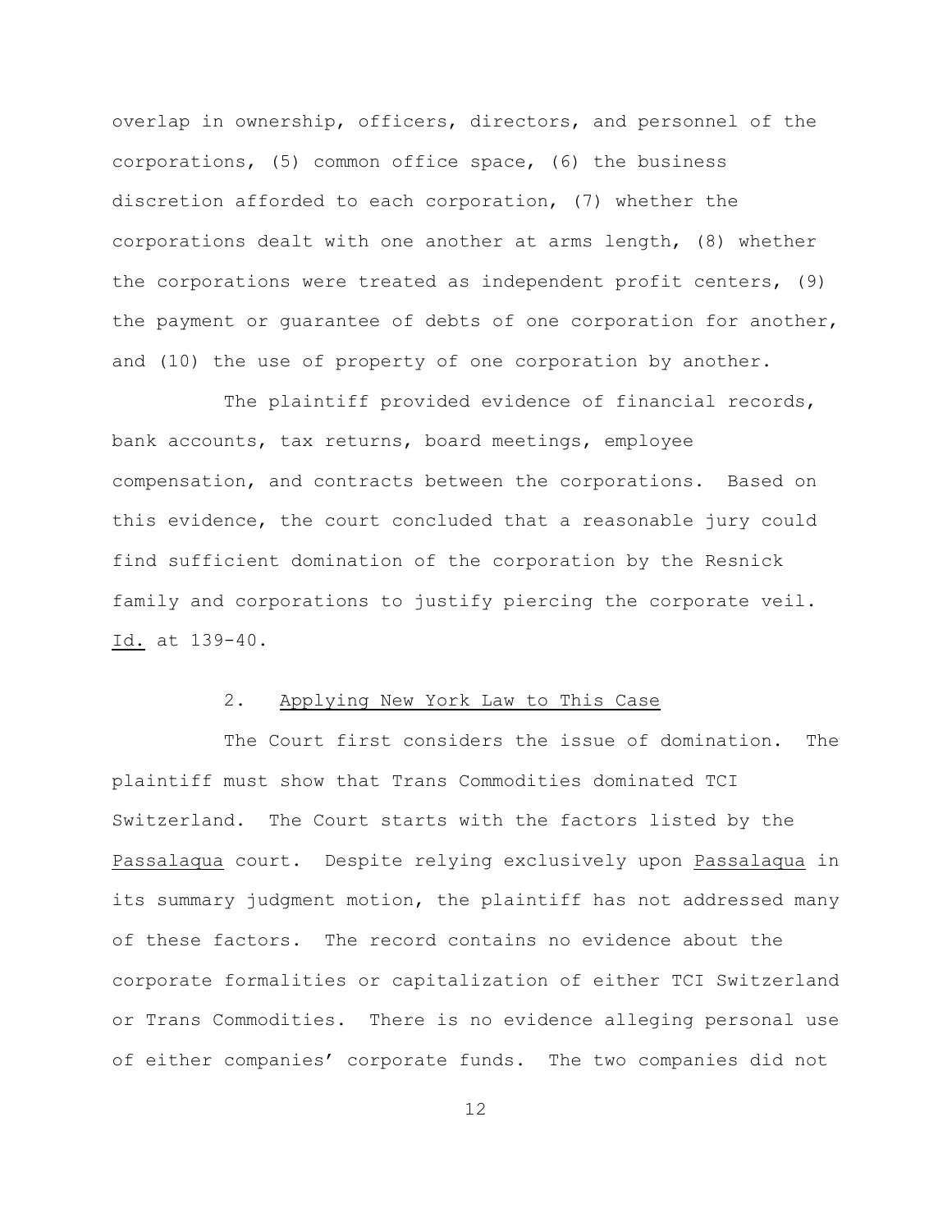overlap in ownership, officers, directors, and personnel of the corporations, (5) common office space, (6) the business discretion afforded to each corporation, (7) whether the corporations dealt with one another at arms length, (8) whether the corporations were treated as independent profit centers, (9) the payment or guarantee of debts of one corporation for another, and (10) the use of property of one corporation by another.

The plaintiff provided evidence of financial records, bank accounts, tax returns, board meetings, employee compensation, and contracts between the corporations. Based on this evidence, the court concluded that a reasonable jury could find sufficient domination of the corporation by the Resnick family and corporations to justify piercing the corporate veil. Id. at 139-40.

### 2. Applying New York Law to This Case

The Court first considers the issue of domination. The plaintiff must show that Trans Commodities dominated TCI Switzerland. The Court starts with the factors listed by the Passalaqua court. Despite relying exclusively upon Passalaqua in its summary judgment motion, the plaintiff has not addressed many of these factors. The record contains no evidence about the corporate formalities or capitalization of either TCI Switzerland or Trans Commodities. There is no evidence alleging personal use of either companies' corporate funds. The two companies did not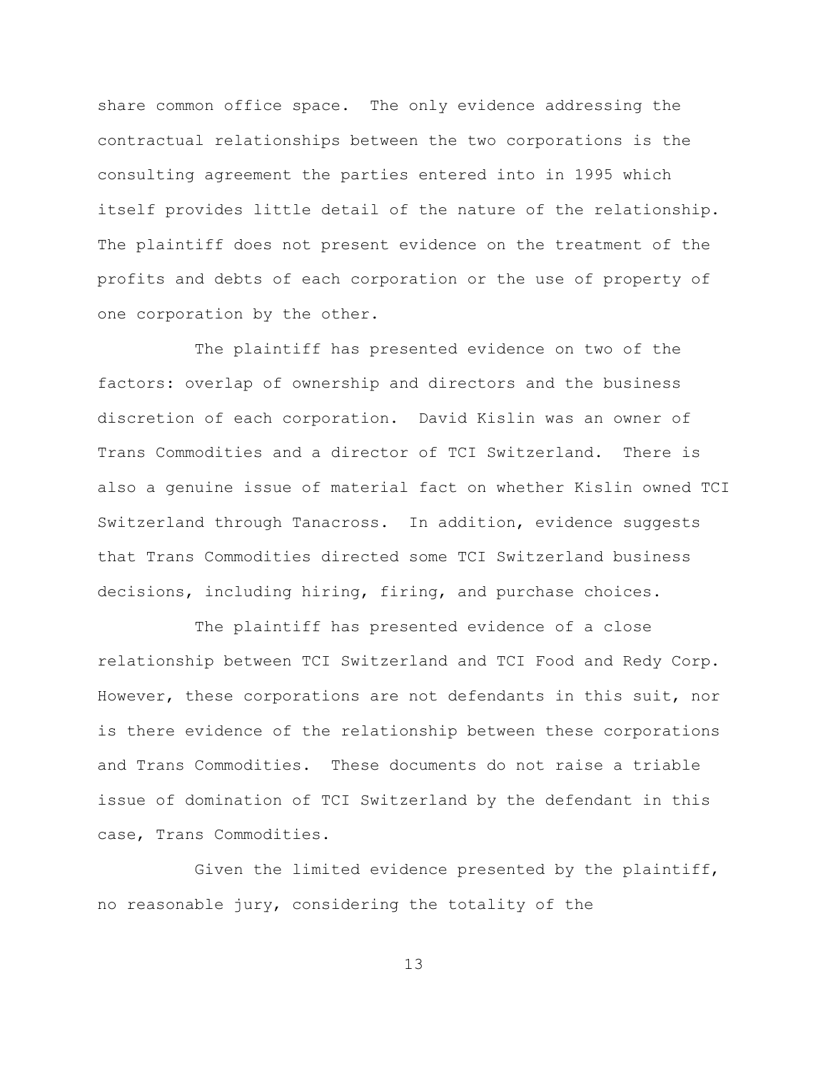share common office space. The only evidence addressing the contractual relationships between the two corporations is the consulting agreement the parties entered into in 1995 which itself provides little detail of the nature of the relationship. The plaintiff does not present evidence on the treatment of the profits and debts of each corporation or the use of property of one corporation by the other.

The plaintiff has presented evidence on two of the factors: overlap of ownership and directors and the business discretion of each corporation. David Kislin was an owner of Trans Commodities and a director of TCI Switzerland. There is also a genuine issue of material fact on whether Kislin owned TCI Switzerland through Tanacross. In addition, evidence suggests that Trans Commodities directed some TCI Switzerland business decisions, including hiring, firing, and purchase choices.

The plaintiff has presented evidence of a close relationship between TCI Switzerland and TCI Food and Redy Corp. However, these corporations are not defendants in this suit, nor is there evidence of the relationship between these corporations and Trans Commodities. These documents do not raise a triable issue of domination of TCI Switzerland by the defendant in this case, Trans Commodities.

Given the limited evidence presented by the plaintiff, no reasonable jury, considering the totality of the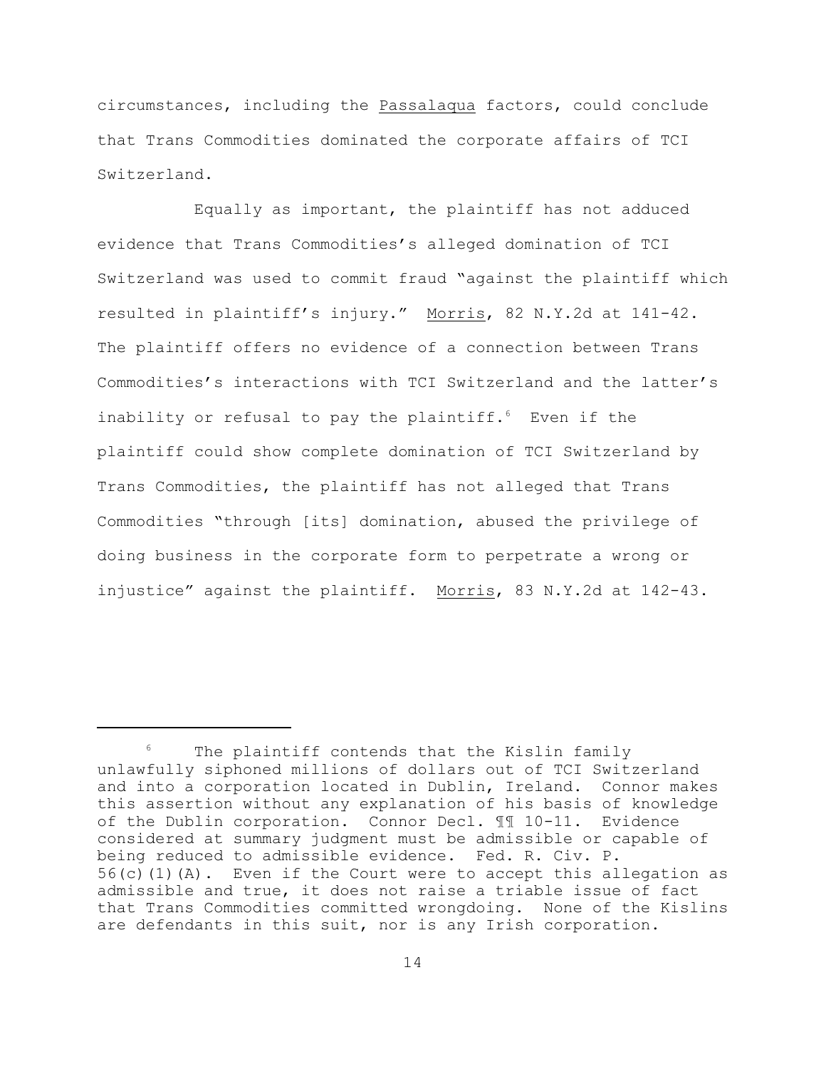circumstances, including the Passalaqua factors, could conclude that Trans Commodities dominated the corporate affairs of TCI Switzerland.

Equally as important, the plaintiff has not adduced evidence that Trans Commodities's alleged domination of TCI Switzerland was used to commit fraud "against the plaintiff which resulted in plaintiff's injury." Morris, 82 N.Y.2d at 141-42. The plaintiff offers no evidence of a connection between Trans Commodities's interactions with TCI Switzerland and the latter's inability or refusal to pay the plaintiff.[6] Even if the plaintiff could show complete domination of TCI Switzerland by Trans Commodities, the plaintiff has not alleged that Trans Commodities "through [its] domination, abused the privilege of doing business in the corporate form to perpetrate a wrong or injustice" against the plaintiff. Morris, 83 N.Y.2d at 142-43.

---

[6] The plaintiff contends that the Kislin family unlawfully siphoned millions of dollars out of TCI Switzerland and into a corporation located in Dublin, Ireland. Connor makes this assertion without any explanation of his basis of knowledge of the Dublin corporation. Connor Decl. ¶¶ 10-11. Evidence considered at summary judgment must be admissible or capable of being reduced to admissible evidence. Fed. R. Civ. P. 56(c)(1)(A). Even if the Court were to accept this allegation as admissible and true, it does not raise a triable issue of fact that Trans Commodities committed wrongdoing. None of the Kislins are defendants in this suit, nor is any Irish corporation.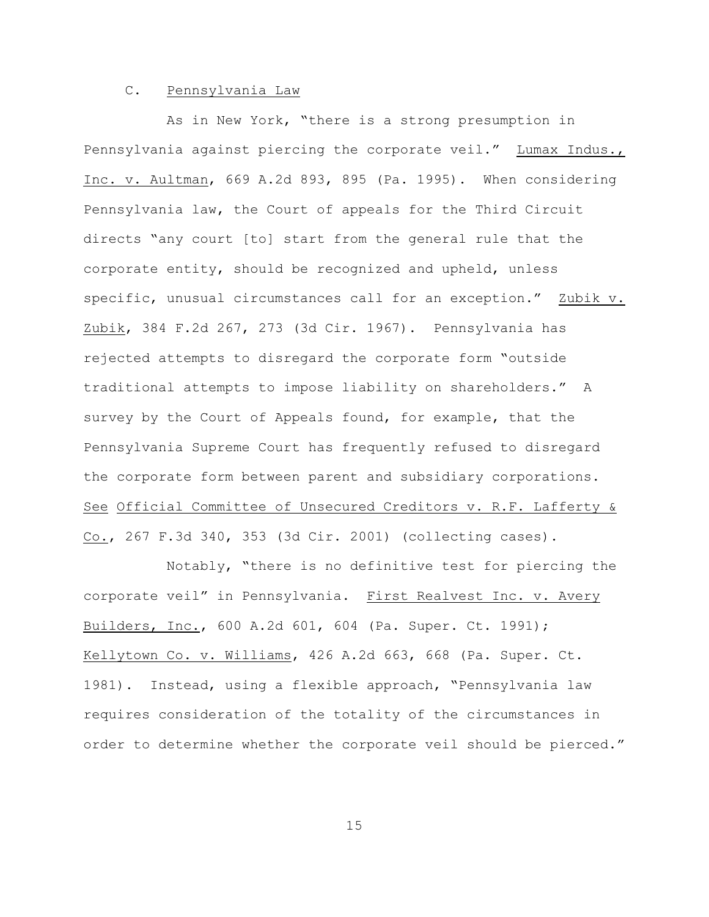C. Pennsylvania Law

As in New York, "there is a strong presumption in Pennsylvania against piercing the corporate veil." Lumax Indus., Inc. v. Aultman, 669 A.2d 893, 895 (Pa. 1995). When considering Pennsylvania law, the Court of appeals for the Third Circuit directs "any court [to] start from the general rule that the corporate entity, should be recognized and upheld, unless specific, unusual circumstances call for an exception." Zubik v. Zubik, 384 F.2d 267, 273 (3d Cir. 1967). Pennsylvania has rejected attempts to disregard the corporate form "outside traditional attempts to impose liability on shareholders." A survey by the Court of Appeals found, for example, that the Pennsylvania Supreme Court has frequently refused to disregard the corporate form between parent and subsidiary corporations. See Official Committee of Unsecured Creditors v. R.F. Lafferty & Co., 267 F.3d 340, 353 (3d Cir. 2001) (collecting cases).

Notably, "there is no definitive test for piercing the corporate veil" in Pennsylvania. First Realvest Inc. v. Avery Builders, Inc., 600 A.2d 601, 604 (Pa. Super. Ct. 1991); Kellytown Co. v. Williams, 426 A.2d 663, 668 (Pa. Super. Ct. 1981). Instead, using a flexible approach, "Pennsylvania law requires consideration of the totality of the circumstances in order to determine whether the corporate veil should be pierced."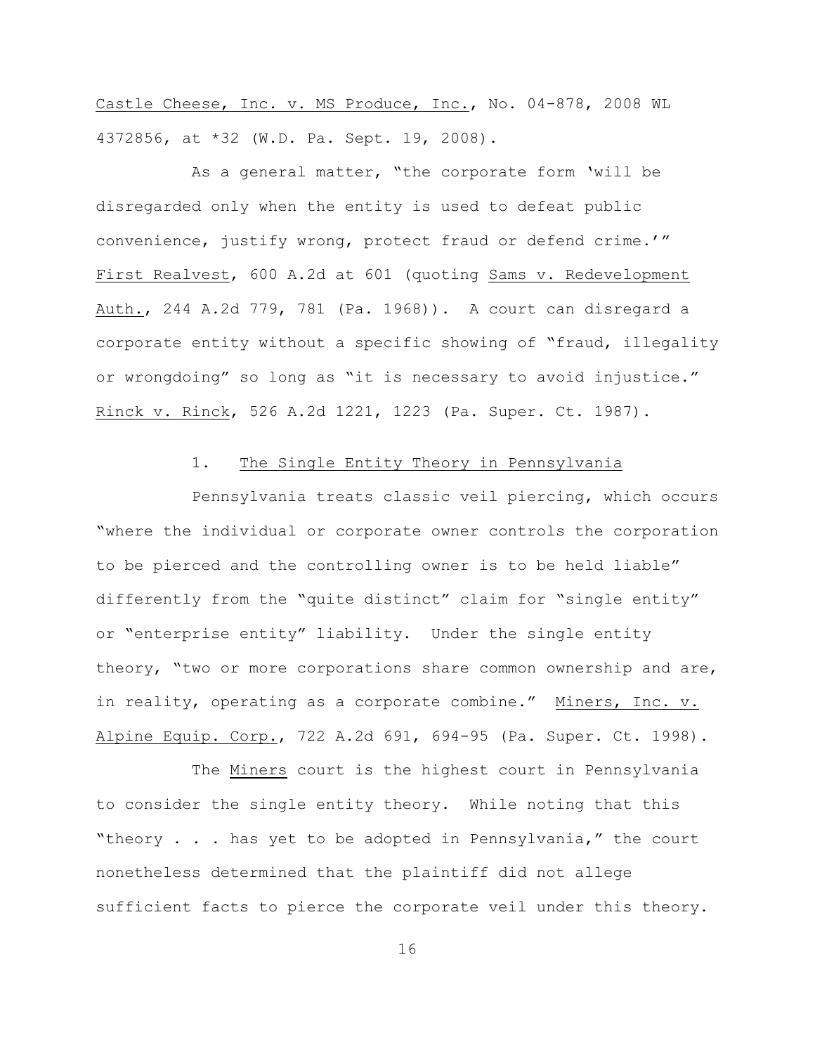Castle Cheese, Inc. v. MS Produce, Inc., No. 04-878, 2008 WL 4372856, at *32 (W.D. Pa. Sept. 19, 2008).

As a general matter, "the corporate form 'will be disregarded only when the entity is used to defeat public convenience, justify wrong, protect fraud or defend crime.'" First Realvest, 600 A.2d at 601 (quoting Sams v. Redevelopment Auth., 244 A.2d 779, 781 (Pa. 1968)). A court can disregard a corporate entity without a specific showing of "fraud, illegality or wrongdoing" so long as "it is necessary to avoid injustice." Rinck v. Rinck, 526 A.2d 1221, 1223 (Pa. Super. Ct. 1987).

### 1. The Single Entity Theory in Pennsylvania

Pennsylvania treats classic veil piercing, which occurs "where the individual or corporate owner controls the corporation to be pierced and the controlling owner is to be held liable" differently from the "quite distinct" claim for "single entity" or "enterprise entity" liability. Under the single entity theory, "two or more corporations share common ownership and are, in reality, operating as a corporate combine." Miners, Inc. v. Alpine Equip. Corp., 722 A.2d 691, 694-95 (Pa. Super. Ct. 1998).

The Miners court is the highest court in Pennsylvania to consider the single entity theory. While noting that this "theory . . . has yet to be adopted in Pennsylvania," the court nonetheless determined that the plaintiff did not allege sufficient facts to pierce the corporate veil under this theory.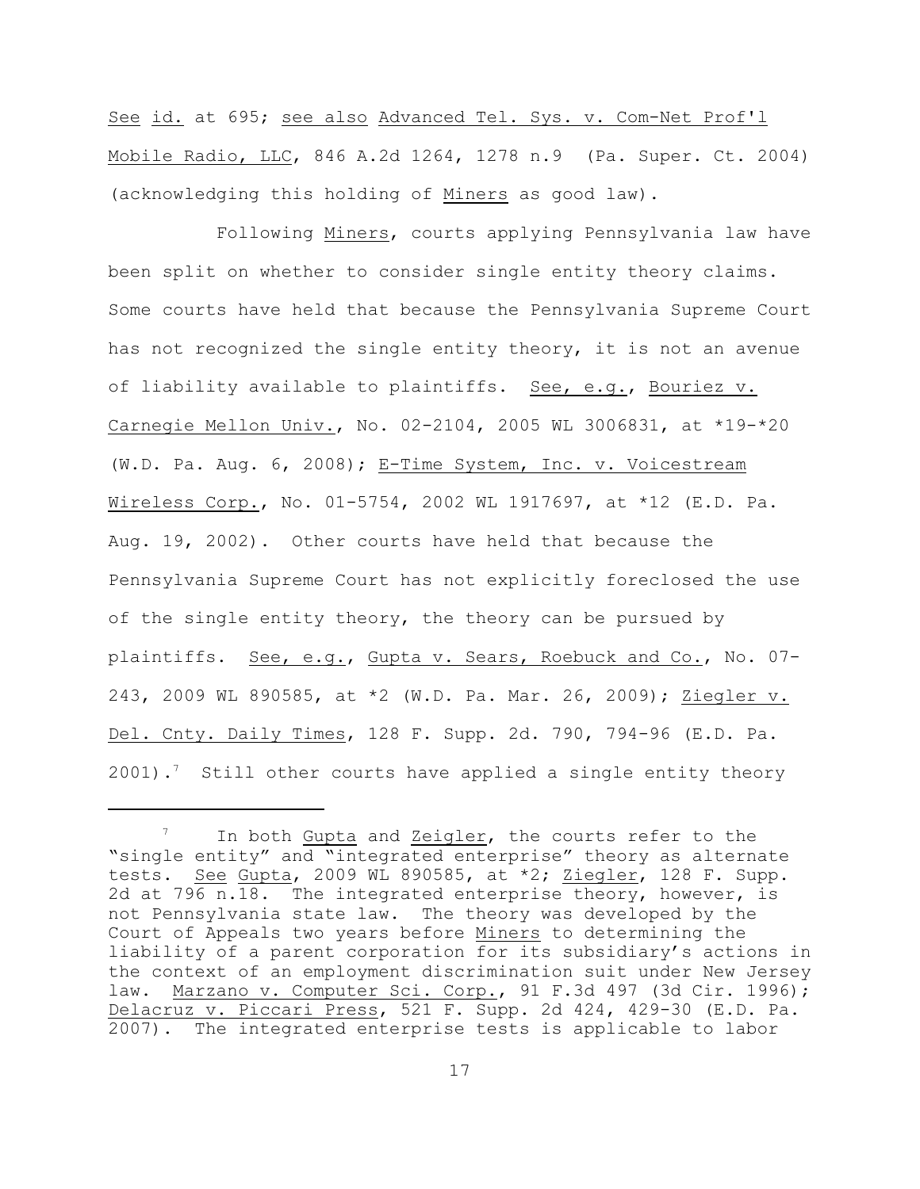See id. at 695; see also Advanced Tel. Sys. v. Com-Net Prof'l Mobile Radio, LLC, 846 A.2d 1264, 1278 n.9 (Pa. Super. Ct. 2004) (acknowledging this holding of Miners as good law).

Following Miners, courts applying Pennsylvania law have been split on whether to consider single entity theory claims. Some courts have held that because the Pennsylvania Supreme Court has not recognized the single entity theory, it is not an avenue of liability available to plaintiffs. See, e.g., Bouriez v. Carnegie Mellon Univ., No. 02-2104, 2005 WL 3006831, at *19-*20 (W.D. Pa. Aug. 6, 2008); E-Time System, Inc. v. Voicestream Wireless Corp., No. 01-5754, 2002 WL 1917697, at *12 (E.D. Pa. Aug. 19, 2002). Other courts have held that because the Pennsylvania Supreme Court has not explicitly foreclosed the use of the single entity theory, the theory can be pursued by plaintiffs. See, e.g., Gupta v. Sears, Roebuck and Co., No. 07-243, 2009 WL 890585, at *2 (W.D. Pa. Mar. 26, 2009); Ziegler v. Del. Cnty. Daily Times, 128 F. Supp. 2d. 790, 794-96 (E.D. Pa. 2001).[7] Still other courts have applied a single entity theory

---

[7] In both Gupta and Zeigler, the courts refer to the "single entity" and "integrated enterprise" theory as alternate tests. See Gupta, 2009 WL 890585, at *2; Zeigler, 128 F. Supp. 2d at 796 n.18. The integrated enterprise theory, however, is not Pennsylvania state law. The theory was developed by the Court of Appeals two years before Miners to determining the liability of a parent corporation for its subsidiary's actions in the context of an employment discrimination suit under New Jersey law. Marzano v. Computer Sci. Corp., 91 F.3d 497 (3d Cir. 1996); Delacruz v. Piccari Press, 521 F. Supp. 2d 424, 429-30 (E.D. Pa. 2007). The integrated enterprise tests is applicable to labor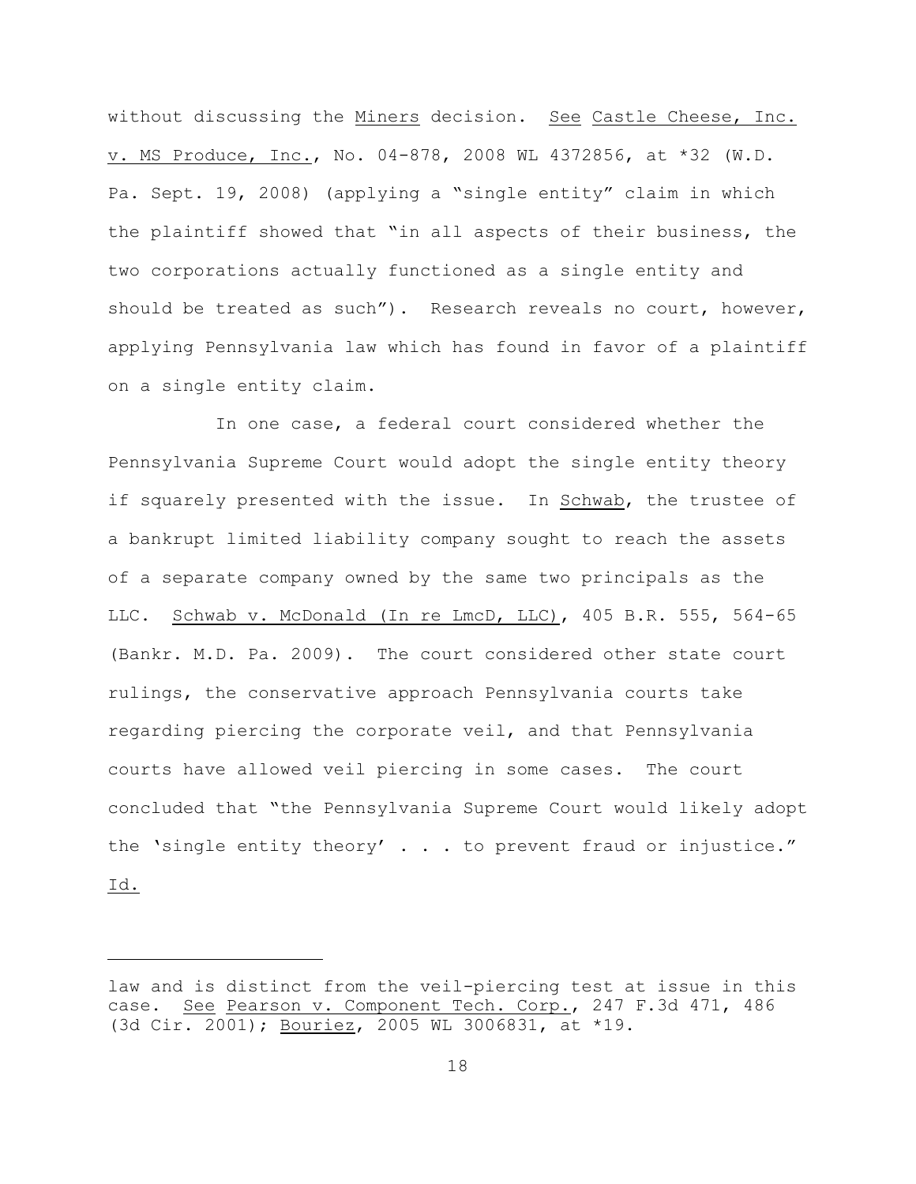without discussing the Miners decision. See Castle Cheese, Inc. v. MS Produce, Inc., No. 04-878, 2008 WL 4372856, at *32 (W.D. Pa. Sept. 19, 2008) (applying a "single entity" claim in which the plaintiff showed that "in all aspects of their business, the two corporations actually functioned as a single entity and should be treated as such"). Research reveals no court, however, applying Pennsylvania law which has found in favor of a plaintiff on a single entity claim.

In one case, a federal court considered whether the Pennsylvania Supreme Court would adopt the single entity theory if squarely presented with the issue. In Schwab, the trustee of a bankrupt limited liability company sought to reach the assets of a separate company owned by the same two principals as the LLC. Schwab v. McDonald (In re LmcD, LLC), 405 B.R. 555, 564-65 (Bankr. M.D. Pa. 2009). The court considered other state court rulings, the conservative approach Pennsylvania courts take regarding piercing the corporate veil, and that Pennsylvania courts have allowed veil piercing in some cases. The court concluded that "the Pennsylvania Supreme Court would likely adopt the 'single entity theory' . . . to prevent fraud or injustice." Id.

---

law and is distinct from the veil-piercing test at issue in this case. See Pearson v. Component Tech. Corp., 247 F.3d 471, 486 (3d Cir. 2001); Bouriez, 2005 WL 3006831, at *19.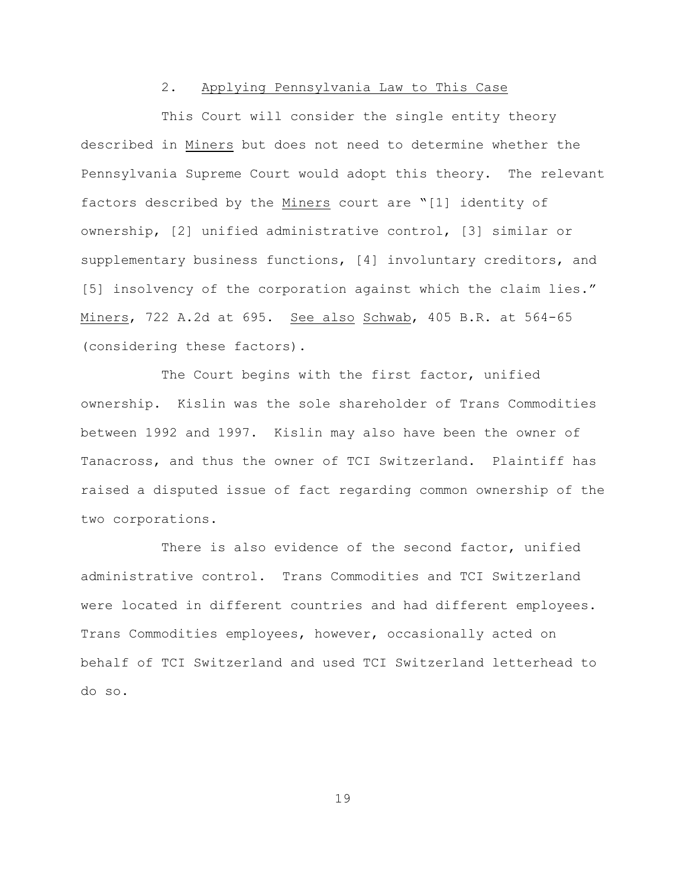### 2. Applying Pennsylvania Law to This Case

This Court will consider the single entity theory described in Miners but does not need to determine whether the Pennsylvania Supreme Court would adopt this theory. The relevant factors described by the Miners court are "[1] identity of ownership, [2] unified administrative control, [3] similar or supplementary business functions, [4] involuntary creditors, and [5] insolvency of the corporation against which the claim lies." Miners, 722 A.2d at 695. See also Schwab, 405 B.R. at 564-65 (considering these factors).

The Court begins with the first factor, unified ownership. Kislin was the sole shareholder of Trans Commodities between 1992 and 1997. Kislin may also have been the owner of Tanacross, and thus the owner of TCI Switzerland. Plaintiff has raised a disputed issue of fact regarding common ownership of the two corporations.

There is also evidence of the second factor, unified administrative control. Trans Commodities and TCI Switzerland were located in different countries and had different employees. Trans Commodities employees, however, occasionally acted on behalf of TCI Switzerland and used TCI Switzerland letterhead to do so.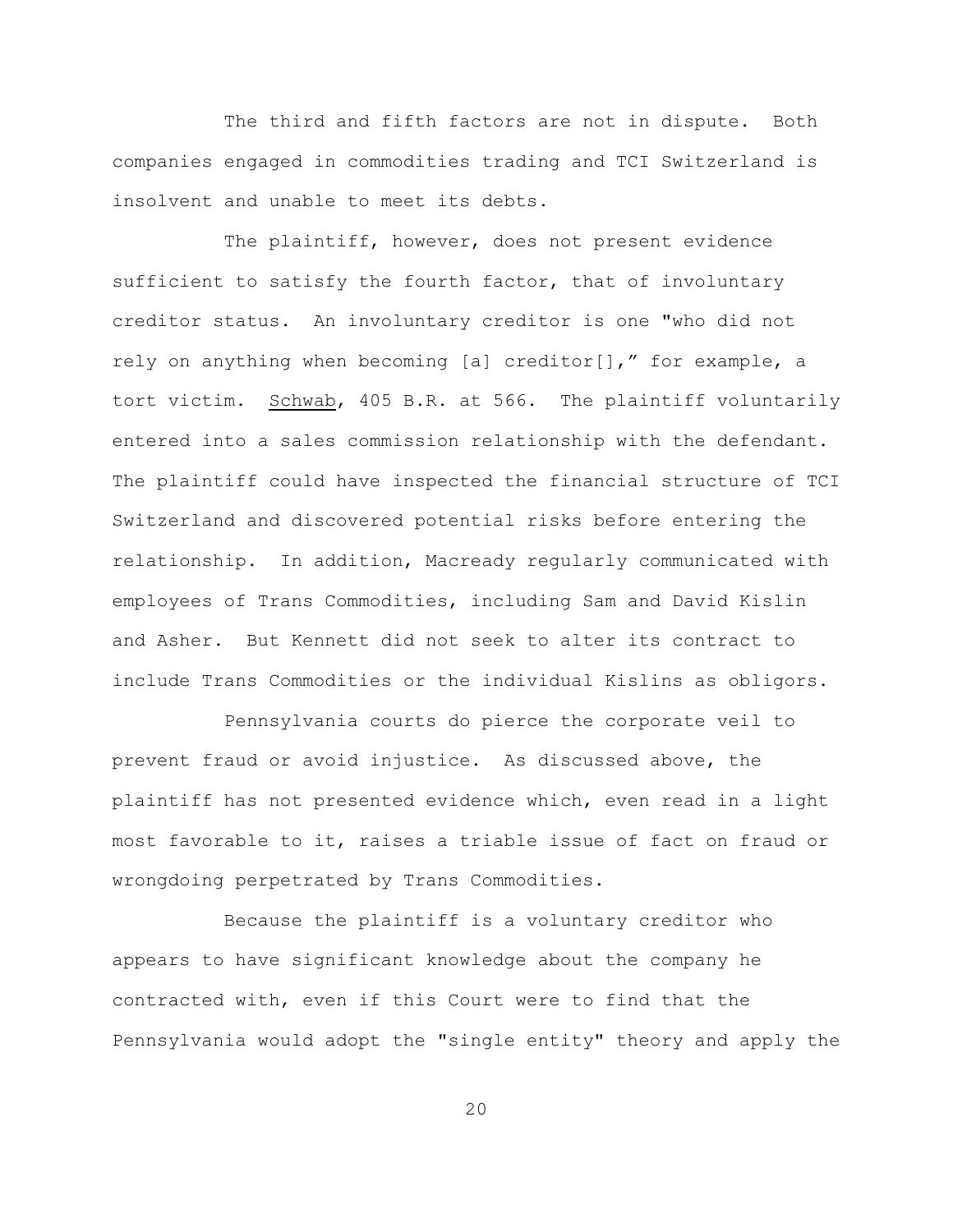The third and fifth factors are not in dispute. Both companies engaged in commodities trading and TCI Switzerland is insolvent and unable to meet its debts.

The plaintiff, however, does not present evidence sufficient to satisfy the fourth factor, that of involuntary creditor status. An involuntary creditor is one "who did not rely on anything when becoming [a] creditor[]," for example, a tort victim. Schwab, 405 B.R. at 566. The plaintiff voluntarily entered into a sales commission relationship with the defendant. The plaintiff could have inspected the financial structure of TCI Switzerland and discovered potential risks before entering the relationship. In addition, Macready regularly communicated with employees of Trans Commodities, including Sam and David Kislin and Asher. But Kennett did not seek to alter its contract to include Trans Commodities or the individual Kislins as obligors.

Pennsylvania courts do pierce the corporate veil to prevent fraud or avoid injustice. As discussed above, the plaintiff has not presented evidence which, even read in a light most favorable to it, raises a triable issue of fact on fraud or wrongdoing perpetrated by Trans Commodities.

Because the plaintiff is a voluntary creditor who appears to have significant knowledge about the company he contracted with, even if this Court were to find that the Pennsylvania would adopt the "single entity" theory and apply the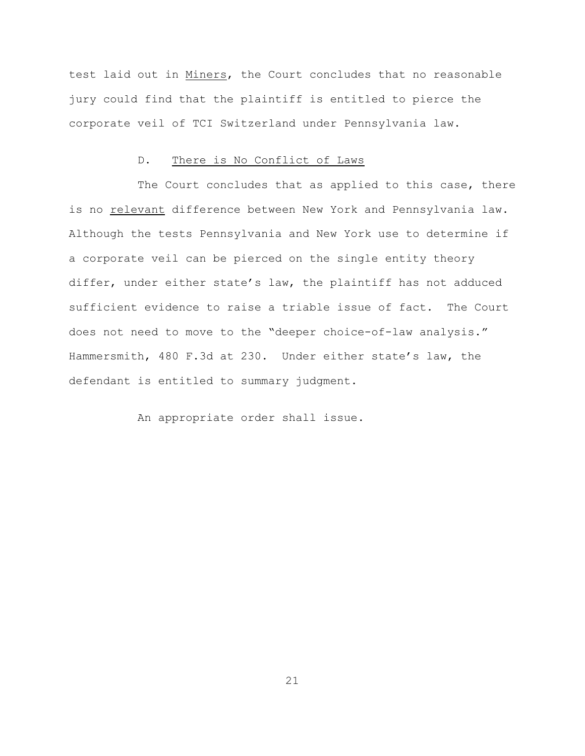test laid out in Miners, the Court concludes that no reasonable jury could find that the plaintiff is entitled to pierce the corporate veil of TCI Switzerland under Pennsylvania law.

### D. There is No Conflict of Laws

The Court concludes that as applied to this case, there is no relevant difference between New York and Pennsylvania law. Although the tests Pennsylvania and New York use to determine if a corporate veil can be pierced on the single entity theory differ, under either state's law, the plaintiff has not adduced sufficient evidence to raise a triable issue of fact. The Court does not need to move to the "deeper choice-of-law analysis." Hammersmith, 480 F.3d at 230. Under either state's law, the defendant is entitled to summary judgment.

An appropriate order shall issue.